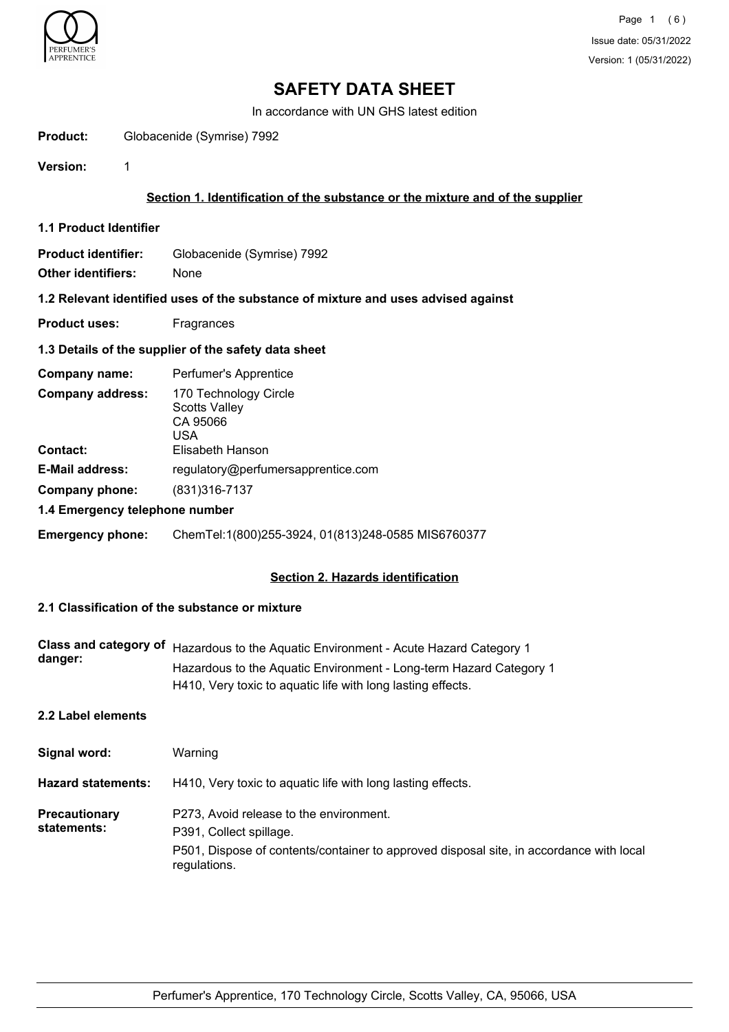# SAFETY DATA SHEET

In accordance with UN GHS latest edition

**Product:** Globacenide (Symrise) 7992

**Version:** 1

## Section 1. Identification of the substance or the mixture and of the supplier

### 1.1 Product Identifier

**Product identifier:** Globacenide (Symrise) 7992

**Other identifiers:** None

### 1.2 Relevant identified uses of the substance of mixture and uses advised against

**Product uses:** Fragrances

### 1.3 Details of the supplier of the safety data sheet

**Company name:** Perfumer's Apprentice

**Company address:** 170 Technology Circle
Scotts Valley
CA 95066
USA

**Contact:** Elisabeth Hanson

**E-Mail address:** regulatory@perfumersapprentice.com

**Company phone:** (831)316-7137

### 1.4 Emergency telephone number

**Emergency phone:** ChemTel:1(800)255-3924, 01(813)248-0585 MIS6760377

## Section 2. Hazards identification

### 2.1 Classification of the substance or mixture

**Class and category of danger:** Hazardous to the Aquatic Environment - Acute Hazard Category 1
Hazardous to the Aquatic Environment - Long-term Hazard Category 1
H410, Very toxic to aquatic life with long lasting effects.

### 2.2 Label elements

**Signal word:** Warning

**Hazard statements:** H410, Very toxic to aquatic life with long lasting effects.

**Precautionary statements:** P273, Avoid release to the environment.
P391, Collect spillage.
P501, Dispose of contents/container to approved disposal site, in accordance with local regulations.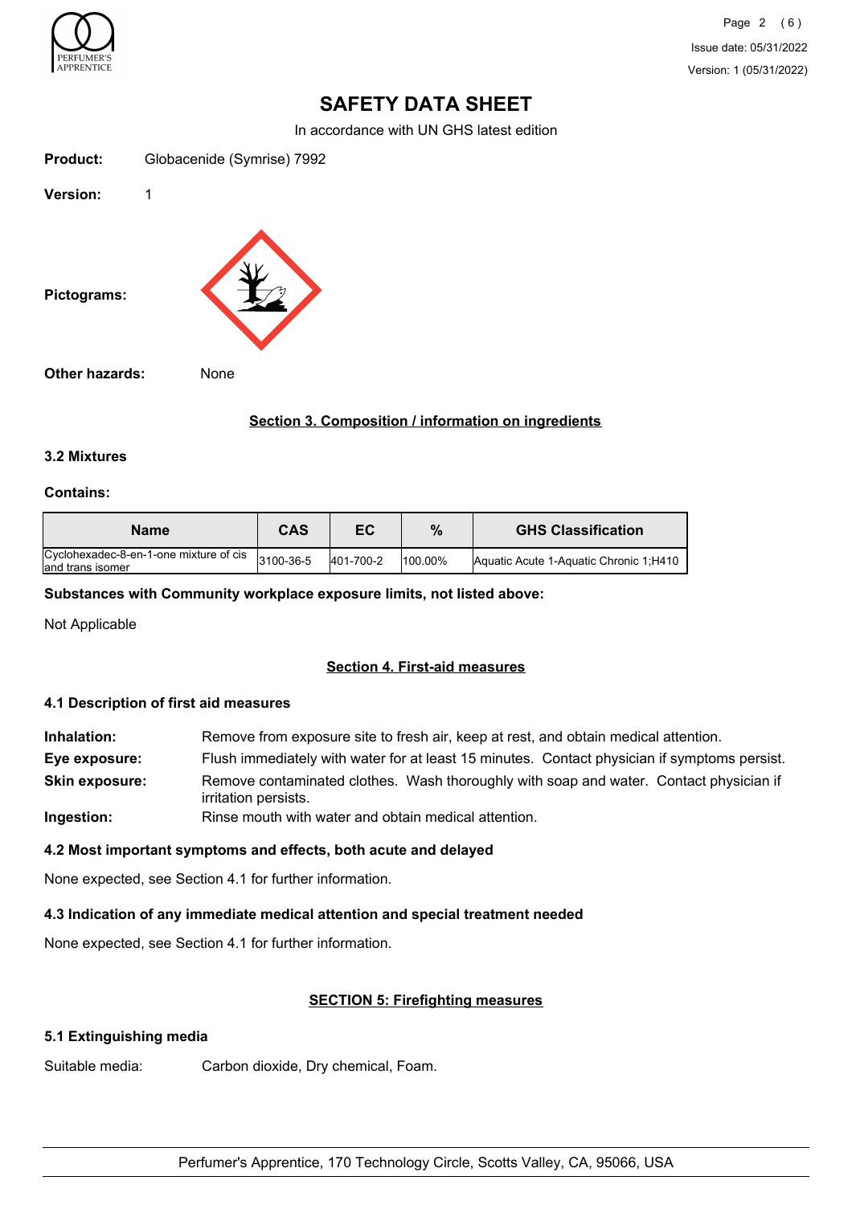# SAFETY DATA SHEET

In accordance with UN GHS latest edition

**Product:** Globacenide (Symrise) 7992

**Version:** 1

**Pictograms:**

**Other hazards:** None

## Section 3. Composition / information on ingredients

### 3.2 Mixtures

**Contains:**

| Name | CAS | EC | % | GHS Classification |
|---|---|---|---|---|
| Cyclohexadec-8-en-1-one mixture of cis and trans isomer | 3100-36-5 | 401-700-2 | 100.00% | Aquatic Acute 1-Aquatic Chronic 1;H410 |

**Substances with Community workplace exposure limits, not listed above:**

Not Applicable

## Section 4. First-aid measures

### 4.1 Description of first aid measures

**Inhalation:** Remove from exposure site to fresh air, keep at rest, and obtain medical attention.

**Eye exposure:** Flush immediately with water for at least 15 minutes. Contact physician if symptoms persist.

**Skin exposure:** Remove contaminated clothes. Wash thoroughly with soap and water. Contact physician if irritation persists.

**Ingestion:** Rinse mouth with water and obtain medical attention.

### 4.2 Most important symptoms and effects, both acute and delayed

None expected, see Section 4.1 for further information.

### 4.3 Indication of any immediate medical attention and special treatment needed

None expected, see Section 4.1 for further information.

## SECTION 5: Firefighting measures

### 5.1 Extinguishing media

Suitable media: Carbon dioxide, Dry chemical, Foam.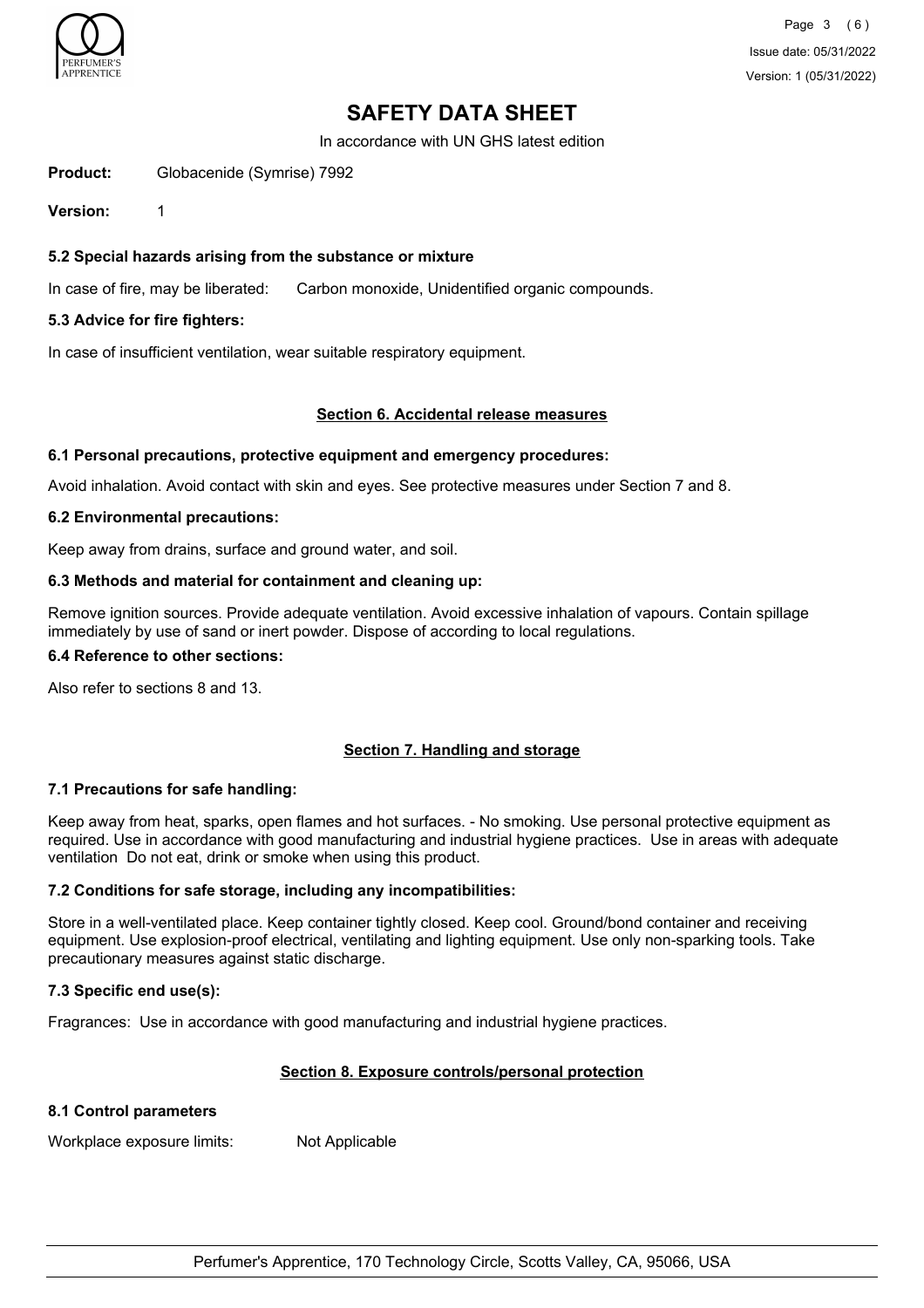# SAFETY DATA SHEET

In accordance with UN GHS latest edition

**Product:** Globacenide (Symrise) 7992

**Version:** 1

### 5.2 Special hazards arising from the substance or mixture

In case of fire, may be liberated: Carbon monoxide, Unidentified organic compounds.

### 5.3 Advice for fire fighters:

In case of insufficient ventilation, wear suitable respiratory equipment.

## Section 6. Accidental release measures

### 6.1 Personal precautions, protective equipment and emergency procedures:

Avoid inhalation. Avoid contact with skin and eyes. See protective measures under Section 7 and 8.

### 6.2 Environmental precautions:

Keep away from drains, surface and ground water, and soil.

### 6.3 Methods and material for containment and cleaning up:

Remove ignition sources. Provide adequate ventilation. Avoid excessive inhalation of vapours. Contain spillage immediately by use of sand or inert powder. Dispose of according to local regulations.

### 6.4 Reference to other sections:

Also refer to sections 8 and 13.

## Section 7. Handling and storage

### 7.1 Precautions for safe handling:

Keep away from heat, sparks, open flames and hot surfaces. - No smoking. Use personal protective equipment as required. Use in accordance with good manufacturing and industrial hygiene practices. Use in areas with adequate ventilation Do not eat, drink or smoke when using this product.

### 7.2 Conditions for safe storage, including any incompatibilities:

Store in a well-ventilated place. Keep container tightly closed. Keep cool. Ground/bond container and receiving equipment. Use explosion-proof electrical, ventilating and lighting equipment. Use only non-sparking tools. Take precautionary measures against static discharge.

### 7.3 Specific end use(s):

Fragrances: Use in accordance with good manufacturing and industrial hygiene practices.

## Section 8. Exposure controls/personal protection

### 8.1 Control parameters

Workplace exposure limits: Not Applicable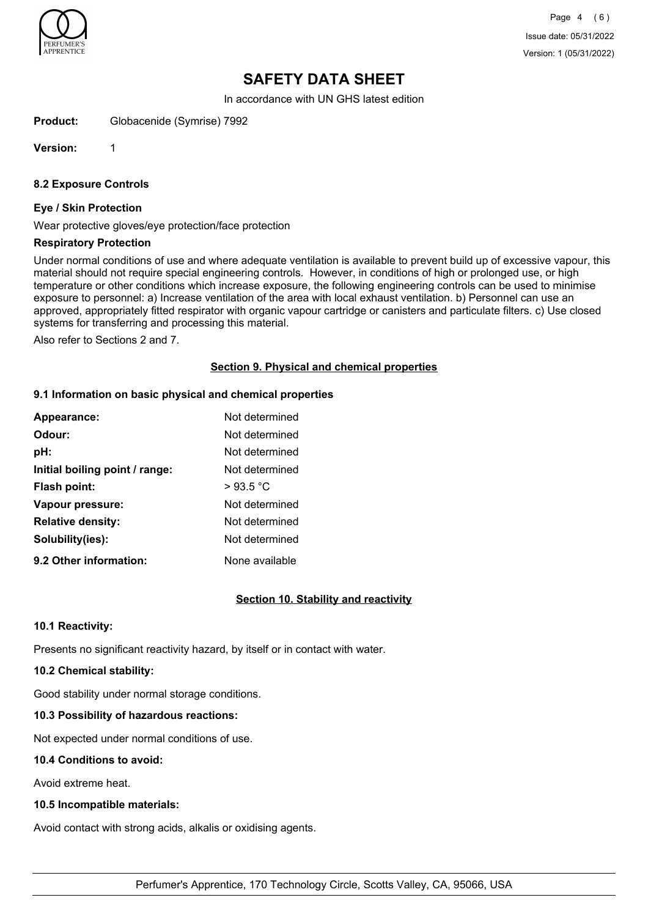# SAFETY DATA SHEET

In accordance with UN GHS latest edition

**Product:** Globacenide (Symrise) 7992

**Version:** 1

### 8.2 Exposure Controls

#### Eye / Skin Protection

Wear protective gloves/eye protection/face protection

#### Respiratory Protection

Under normal conditions of use and where adequate ventilation is available to prevent build up of excessive vapour, this material should not require special engineering controls. However, in conditions of high or prolonged use, or high temperature or other conditions which increase exposure, the following engineering controls can be used to minimise exposure to personnel: a) Increase ventilation of the area with local exhaust ventilation. b) Personnel can use an approved, appropriately fitted respirator with organic vapour cartridge or canisters and particulate filters. c) Use closed systems for transferring and processing this material.

Also refer to Sections 2 and 7.

## Section 9. Physical and chemical properties

### 9.1 Information on basic physical and chemical properties

| | |
|---|---|
| **Appearance:** | Not determined |
| **Odour:** | Not determined |
| **pH:** | Not determined |
| **Initial boiling point / range:** | Not determined |
| **Flash point:** | > 93.5 °C |
| **Vapour pressure:** | Not determined |
| **Relative density:** | Not determined |
| **Solubility(ies):** | Not determined |
| **9.2 Other information:** | None available |

## Section 10. Stability and reactivity

### 10.1 Reactivity:

Presents no significant reactivity hazard, by itself or in contact with water.

### 10.2 Chemical stability:

Good stability under normal storage conditions.

### 10.3 Possibility of hazardous reactions:

Not expected under normal conditions of use.

### 10.4 Conditions to avoid:

Avoid extreme heat.

### 10.5 Incompatible materials:

Avoid contact with strong acids, alkalis or oxidising agents.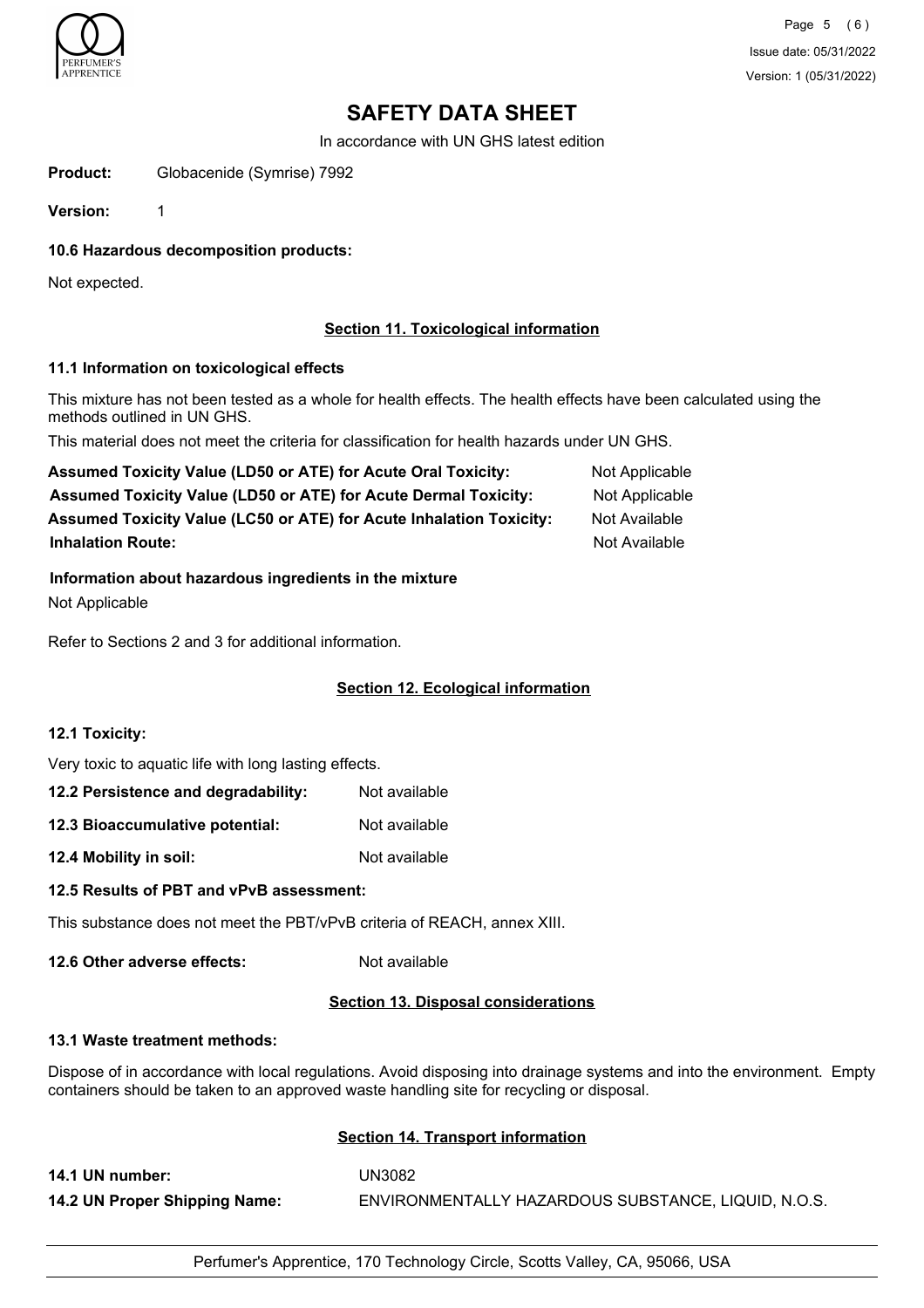# SAFETY DATA SHEET

In accordance with UN GHS latest edition

**Product:** Globacenide (Symrise) 7992

**Version:** 1

### 10.6 Hazardous decomposition products:

Not expected.

## Section 11. Toxicological information

### 11.1 Information on toxicological effects

This mixture has not been tested as a whole for health effects. The health effects have been calculated using the methods outlined in UN GHS.

This material does not meet the criteria for classification for health hazards under UN GHS.

| | |
|---|---|
| **Assumed Toxicity Value (LD50 or ATE) for Acute Oral Toxicity:** | Not Applicable |
| **Assumed Toxicity Value (LD50 or ATE) for Acute Dermal Toxicity:** | Not Applicable |
| **Assumed Toxicity Value (LC50 or ATE) for Acute Inhalation Toxicity:** | Not Available |
| **Inhalation Route:** | Not Available |

**Information about hazardous ingredients in the mixture**

Not Applicable

Refer to Sections 2 and 3 for additional information.

## Section 12. Ecological information

### 12.1 Toxicity:

Very toxic to aquatic life with long lasting effects.

**12.2 Persistence and degradability:** Not available

**12.3 Bioaccumulative potential:** Not available

**12.4 Mobility in soil:** Not available

### 12.5 Results of PBT and vPvB assessment:

This substance does not meet the PBT/vPvB criteria of REACH, annex XIII.

**12.6 Other adverse effects:** Not available

## Section 13. Disposal considerations

### 13.1 Waste treatment methods:

Dispose of in accordance with local regulations. Avoid disposing into drainage systems and into the environment. Empty containers should be taken to an approved waste handling site for recycling or disposal.

## Section 14. Transport information

**14.1 UN number:** UN3082

**14.2 UN Proper Shipping Name:** ENVIRONMENTALLY HAZARDOUS SUBSTANCE, LIQUID, N.O.S.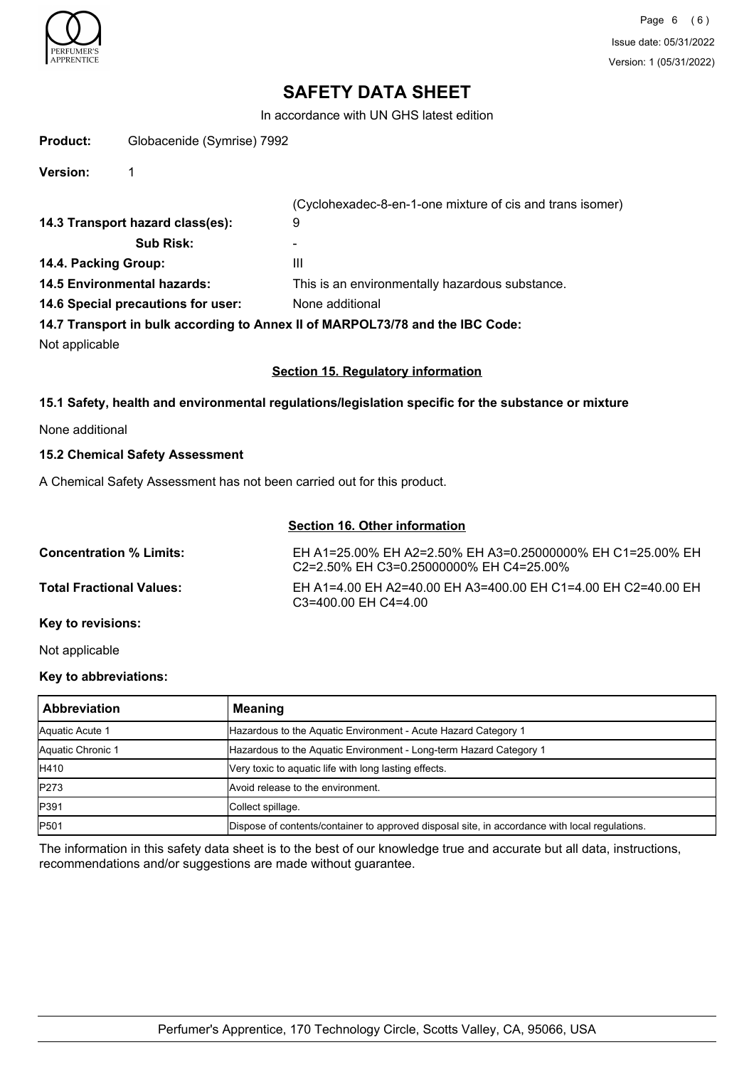# SAFETY DATA SHEET

In accordance with UN GHS latest edition

**Product:** Globacenide (Symrise) 7992

**Version:** 1

(Cyclohexadec-8-en-1-one mixture of cis and trans isomer)

**14.3 Transport hazard class(es):** 9

**Sub Risk:** -

**14.4. Packing Group:** III

**14.5 Environmental hazards:** This is an environmentally hazardous substance.

**14.6 Special precautions for user:** None additional

**14.7 Transport in bulk according to Annex II of MARPOL73/78 and the IBC Code:**

Not applicable

## Section 15. Regulatory information

**15.1 Safety, health and environmental regulations/legislation specific for the substance or mixture**

None additional

**15.2 Chemical Safety Assessment**

A Chemical Safety Assessment has not been carried out for this product.

## Section 16. Other information

**Concentration % Limits:** EH A1=25.00% EH A2=2.50% EH A3=0.25000000% EH C1=25.00% EH C2=2.50% EH C3=0.25000000% EH C4=25.00%

**Total Fractional Values:** EH A1=4.00 EH A2=40.00 EH A3=400.00 EH C1=4.00 EH C2=40.00 EH C3=400.00 EH C4=4.00

**Key to revisions:**

Not applicable

**Key to abbreviations:**

| Abbreviation | Meaning |
|---|---|
| Aquatic Acute 1 | Hazardous to the Aquatic Environment - Acute Hazard Category 1 |
| Aquatic Chronic 1 | Hazardous to the Aquatic Environment - Long-term Hazard Category 1 |
| H410 | Very toxic to aquatic life with long lasting effects. |
| P273 | Avoid release to the environment. |
| P391 | Collect spillage. |
| P501 | Dispose of contents/container to approved disposal site, in accordance with local regulations. |

The information in this safety data sheet is to the best of our knowledge true and accurate but all data, instructions, recommendations and/or suggestions are made without guarantee.

Perfumer's Apprentice, 170 Technology Circle, Scotts Valley, CA, 95066, USA